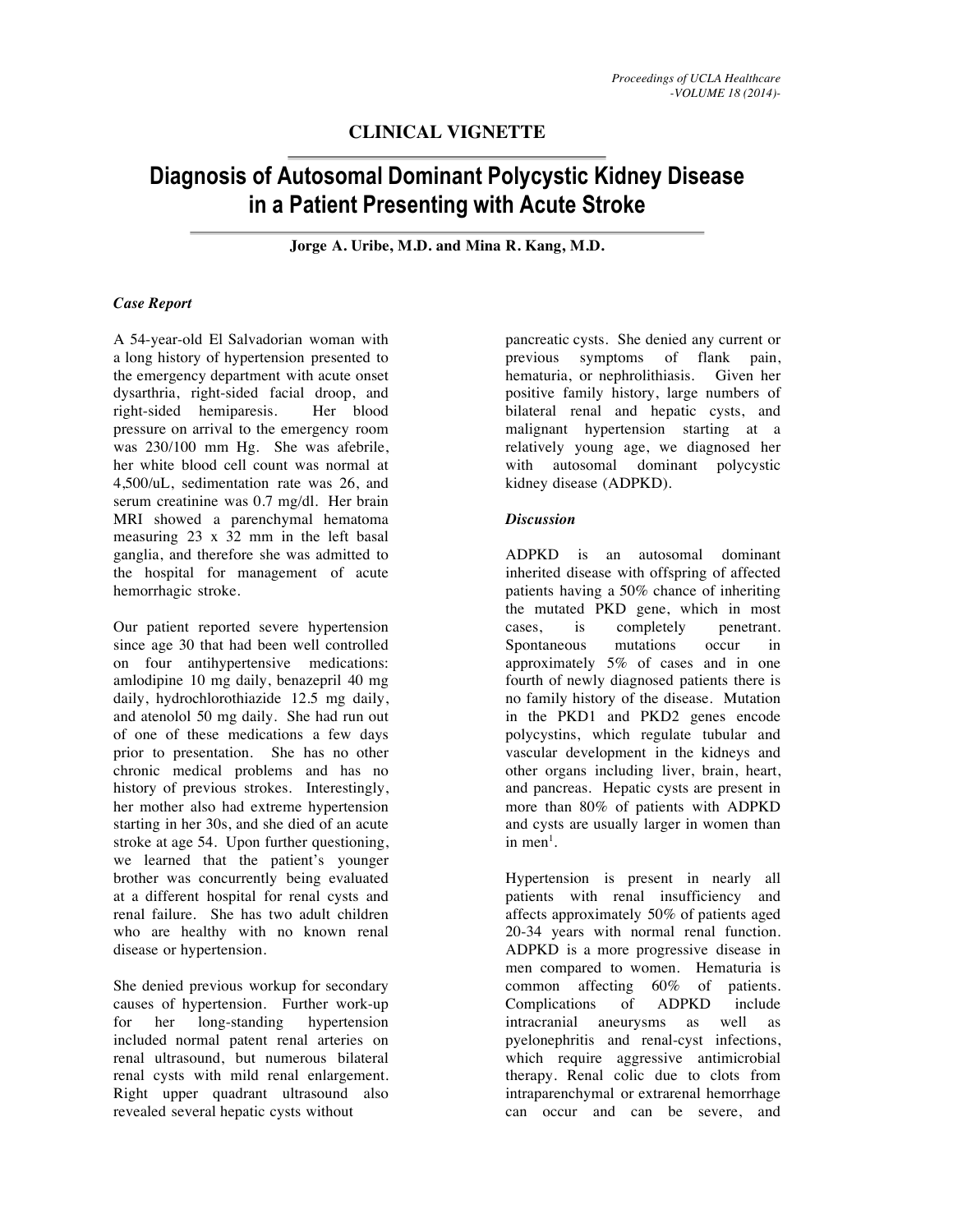CLINICAL VIGNETTE

# Diagnosis of Autosomal Dominant Polycystic Kidney Disease in a Patient Presenting with Acute Stroke

**Jorge A. Uribe, M.D. and Mina R. Kang, M.D.**

### *Case Report*

A 54-year-old El Salvadorian woman with a long history of hypertension presented to the emergency department with acute onset dysarthria, right-sided facial droop, and right-sided hemiparesis. Her blood pressure on arrival to the emergency room was 230/100 mm Hg. She was afebrile, her white blood cell count was normal at 4,500/uL, sedimentation rate was 26, and serum creatinine was 0.7 mg/dl. Her brain MRI showed a parenchymal hematoma measuring 23 x 32 mm in the left basal ganglia, and therefore she was admitted to the hospital for management of acute hemorrhagic stroke.

Our patient reported severe hypertension since age 30 that had been well controlled on four antihypertensive medications: amlodipine 10 mg daily, benazepril 40 mg daily, hydrochlorothiazide 12.5 mg daily, and atenolol 50 mg daily. She had run out of one of these medications a few days prior to presentation. She has no other chronic medical problems and has no history of previous strokes. Interestingly, her mother also had extreme hypertension starting in her 30s, and she died of an acute stroke at age 54. Upon further questioning, we learned that the patient's younger brother was concurrently being evaluated at a different hospital for renal cysts and renal failure. She has two adult children who are healthy with no known renal disease or hypertension.

She denied previous workup for secondary causes of hypertension. Further work-up for her long-standing hypertension included normal patent renal arteries on renal ultrasound, but numerous bilateral renal cysts with mild renal enlargement. Right upper quadrant ultrasound also revealed several hepatic cysts without pancreatic cysts. She denied any current or previous symptoms of flank pain, hematuria, or nephrolithiasis. Given her positive family history, large numbers of bilateral renal and hepatic cysts, and malignant hypertension starting at a relatively young age, we diagnosed her with autosomal dominant polycystic kidney disease (ADPKD).

### *Discussion*

ADPKD is an autosomal dominant inherited disease with offspring of affected patients having a 50% chance of inheriting the mutated PKD gene, which in most cases, is completely penetrant. Spontaneous mutations occur in approximately 5% of cases and in one fourth of newly diagnosed patients there is no family history of the disease. Mutation in the PKD1 and PKD2 genes encode polycystins, which regulate tubular and vascular development in the kidneys and other organs including liver, brain, heart, and pancreas. Hepatic cysts are present in more than 80% of patients with ADPKD and cysts are usually larger in women than in men[1].

Hypertension is present in nearly all patients with renal insufficiency and affects approximately 50% of patients aged 20-34 years with normal renal function. ADPKD is a more progressive disease in men compared to women. Hematuria is common affecting 60% of patients. Complications of ADPKD include intracranial aneurysms as well as pyelonephritis and renal-cyst infections, which require aggressive antimicrobial therapy. Renal colic due to clots from intraparenchymal or extrarenal hemorrhage can occur and can be severe, and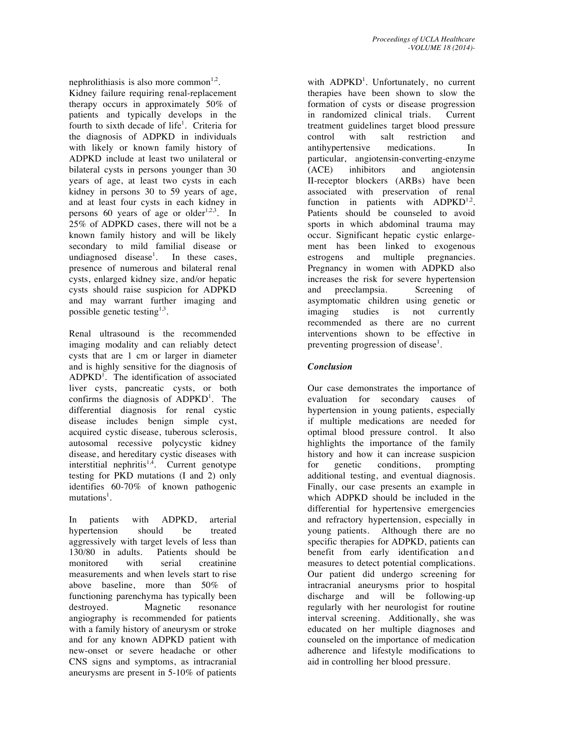nephrolithiasis is also more common[1,2]. Kidney failure requiring renal-replacement therapy occurs in approximately 50% of patients and typically develops in the fourth to sixth decade of life[1]. Criteria for the diagnosis of ADPKD in individuals with likely or known family history of ADPKD include at least two unilateral or bilateral cysts in persons younger than 30 years of age, at least two cysts in each kidney in persons 30 to 59 years of age, and at least four cysts in each kidney in persons 60 years of age or older[1,2,3]. In 25% of ADPKD cases, there will not be a known family history and will be likely secondary to mild familial disease or undiagnosed disease[1]. In these cases, presence of numerous and bilateral renal cysts, enlarged kidney size, and/or hepatic cysts should raise suspicion for ADPKD and may warrant further imaging and possible genetic testing[1,3].

Renal ultrasound is the recommended imaging modality and can reliably detect cysts that are 1 cm or larger in diameter and is highly sensitive for the diagnosis of ADPKD[1]. The identification of associated liver cysts, pancreatic cysts, or both confirms the diagnosis of ADPKD[1]. The differential diagnosis for renal cystic disease includes benign simple cyst, acquired cystic disease, tuberous sclerosis, autosomal recessive polycystic kidney disease, and hereditary cystic diseases with interstitial nephritis[1,4]. Current genotype testing for PKD mutations (I and 2) only identifies 60-70% of known pathogenic mutations[1].

In patients with ADPKD, arterial hypertension should be treated aggressively with target levels of less than 130/80 in adults. Patients should be monitored with serial creatinine measurements and when levels start to rise above baseline, more than 50% of functioning parenchyma has typically been destroyed. Magnetic resonance angiography is recommended for patients with a family history of aneurysm or stroke and for any known ADPKD patient with new-onset or severe headache or other CNS signs and symptoms, as intracranial aneurysms are present in 5-10% of patients with ADPKD[1]. Unfortunately, no current therapies have been shown to slow the formation of cysts or disease progression in randomized clinical trials. Current treatment guidelines target blood pressure control with salt restriction and antihypertensive medications. In particular, angiotensin-converting-enzyme (ACE) inhibitors and angiotensin II-receptor blockers (ARBs) have been associated with preservation of renal function in patients with ADPKD[1,2]. Patients should be counseled to avoid sports in which abdominal trauma may occur. Significant hepatic cystic enlargement has been linked to exogenous estrogens and multiple pregnancies. Pregnancy in women with ADPKD also increases the risk for severe hypertension and preeclampsia. Screening of asymptomatic children using genetic or imaging studies is not currently recommended as there are no current interventions shown to be effective in preventing progression of disease[1].

## *Conclusion*

Our case demonstrates the importance of evaluation for secondary causes of hypertension in young patients, especially if multiple medications are needed for optimal blood pressure control. It also highlights the importance of the family history and how it can increase suspicion for genetic conditions, prompting additional testing, and eventual diagnosis. Finally, our case presents an example in which ADPKD should be included in the differential for hypertensive emergencies and refractory hypertension, especially in young patients. Although there are no specific therapies for ADPKD, patients can benefit from early identification and measures to detect potential complications. Our patient did undergo screening for intracranial aneurysms prior to hospital discharge and will be following-up regularly with her neurologist for routine interval screening. Additionally, she was educated on her multiple diagnoses and counseled on the importance of medication adherence and lifestyle modifications to aid in controlling her blood pressure.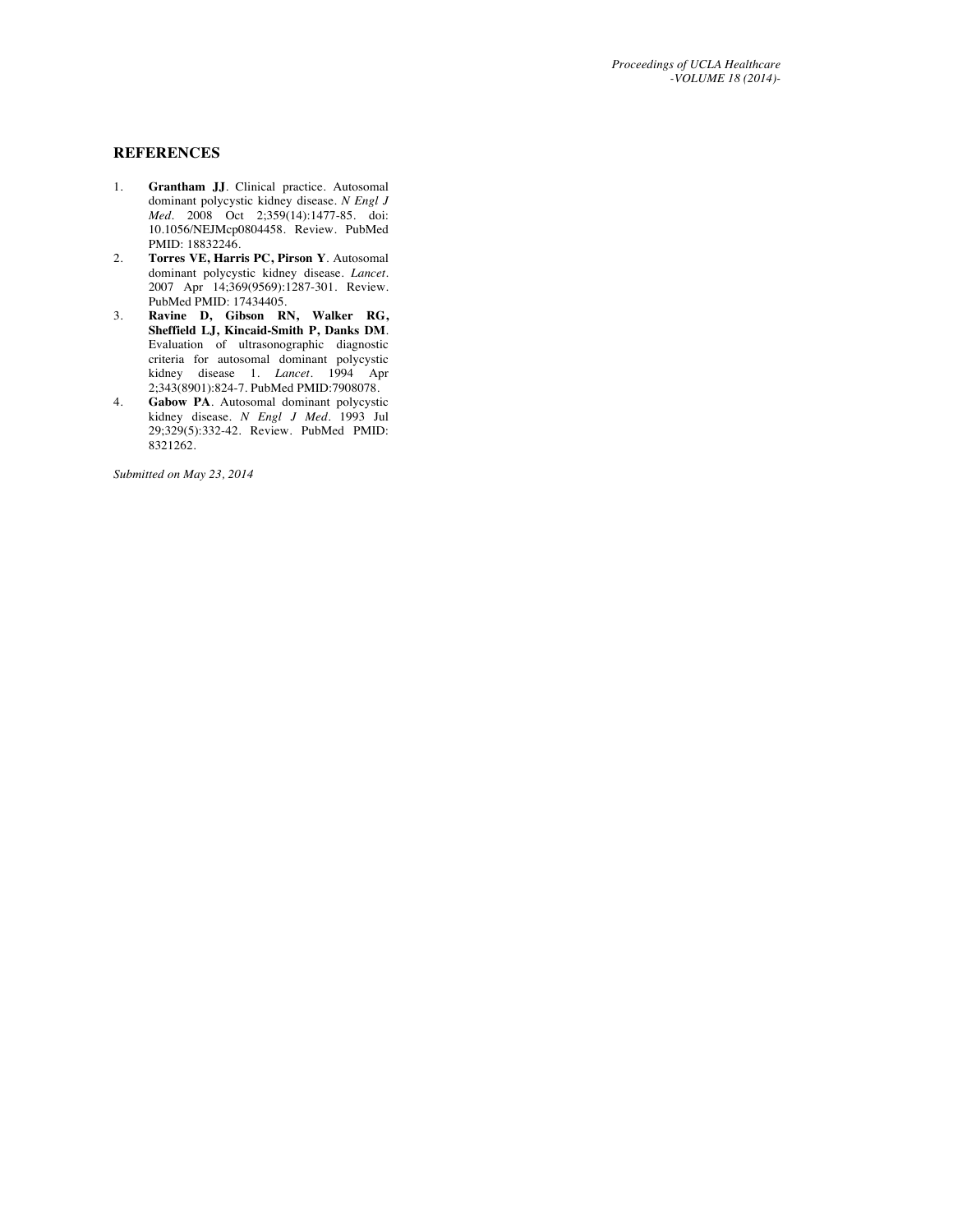## REFERENCES

1. **Grantham JJ**. Clinical practice. Autosomal dominant polycystic kidney disease. *N Engl J Med*. 2008 Oct 2;359(14):1477-85. doi: 10.1056/NEJMcp0804458. Review. PubMed PMID: 18832246.
2. **Torres VE, Harris PC, Pirson Y**. Autosomal dominant polycystic kidney disease. *Lancet*. 2007 Apr 14;369(9569):1287-301. Review. PubMed PMID: 17434405.
3. **Ravine D, Gibson RN, Walker RG, Sheffield LJ, Kincaid-Smith P, Danks DM**. Evaluation of ultrasonographic diagnostic criteria for autosomal dominant polycystic kidney disease 1. *Lancet*. 1994 Apr 2;343(8901):824-7. PubMed PMID:7908078.
4. **Gabow PA**. Autosomal dominant polycystic kidney disease. *N Engl J Med*. 1993 Jul 29;329(5):332-42. Review. PubMed PMID: 8321262.

*Submitted on May 23, 2014*